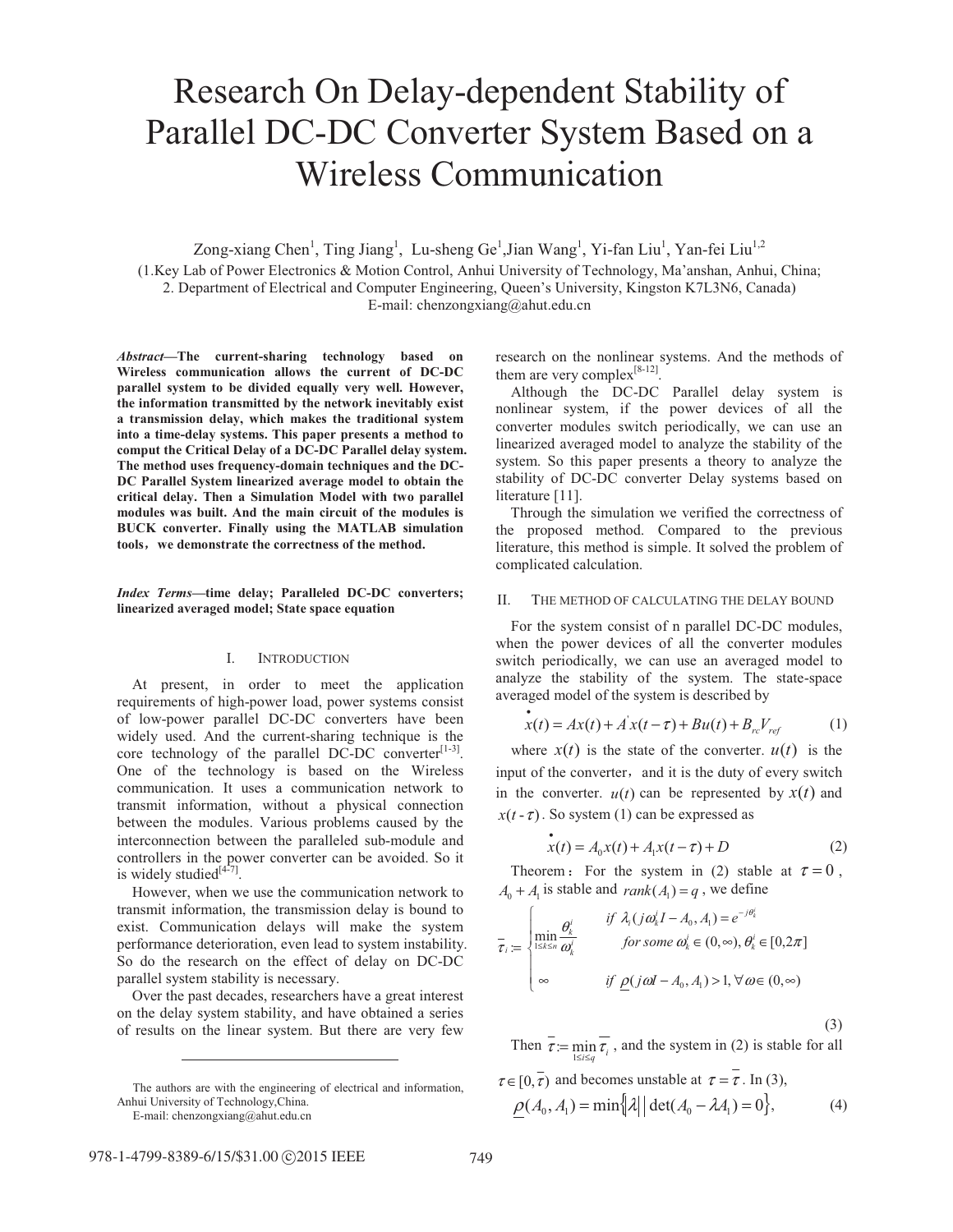# Research On Delay-dependent Stability of Parallel DC-DC Converter System Based on a Wireless Communication

Zong-xiang Chen[1], Ting Jiang[1], Lu-sheng Ge[1], Jian Wang[1], Yi-fan Liu[1], Yan-fei Liu[1,2]

(1.Key Lab of Power Electronics & Motion Control, Anhui University of Technology, Ma'anshan, Anhui, China;
2. Department of Electrical and Computer Engineering, Queen's University, Kingston K7L3N6, Canada)
E-mail: chenzongxiang@ahut.edu.cn

***Abstract*—The current-sharing technology based on Wireless communication allows the current of DC-DC parallel system to be divided equally very well. However, the information transmitted by the network inevitably exist a transmission delay, which makes the traditional system into a time-delay systems. This paper presents a method to comput the Critical Delay of a DC-DC Parallel delay system. The method uses frequency-domain techniques and the DC-DC Parallel System linearized average model to obtain the critical delay. Then a Simulation Model with two parallel modules was built. And the main circuit of the modules is BUCK converter. Finally using the MATLAB simulation tools, we demonstrate the correctness of the method.**

***Index Terms*—time delay; Paralleled DC-DC converters; linearized averaged model; State space equation**

## I. Introduction

At present, in order to meet the application requirements of high-power load, power systems consist of low-power parallel DC-DC converters have been widely used. And the current-sharing technique is the core technology of the parallel DC-DC converter[1-3]. One of the technology is based on the Wireless communication. It uses a communication network to transmit information, without a physical connection between the modules. Various problems caused by the interconnection between the paralleled sub-module and controllers in the power converter can be avoided. So it is widely studied[4-7].

However, when we use the communication network to transmit information, the transmission delay is bound to exist. Communication delays will make the system performance deterioration, even lead to system instability. So do the research on the effect of delay on DC-DC parallel system stability is necessary.

Over the past decades, researchers have a great interest on the delay system stability, and have obtained a series of results on the linear system. But there are very few research on the nonlinear systems. And the methods of them are very complex[8-12].

Although the DC-DC Parallel delay system is nonlinear system, if the power devices of all the converter modules switch periodically, we can use an linearized averaged model to analyze the stability of the system. So this paper presents a theory to analyze the stability of DC-DC converter Delay systems based on literature [11].

Through the simulation we verified the correctness of the proposed method. Compared to the previous literature, this method is simple. It solved the problem of complicated calculation.

## II. The Method of Calculating the Delay Bound

For the system consist of n parallel DC-DC modules, when the power devices of all the converter modules switch periodically, we can use an averaged model to analyze the stability of the system. The state-space averaged model of the system is described by

$$\dot{x}(t) = Ax(t) + A'x(t-\tau) + Bu(t) + B_{rc}V_{ref} \tag{1}$$

where $x(t)$ is the state of the converter. $u(t)$ is the input of the converter, and it is the duty of every switch in the converter. $u(t)$ can be represented by $x(t)$ and $x(t-\tau)$. So system (1) can be expressed as

$$\dot{x}(t) = A_0 x(t) + A_1 x(t-\tau) + D \tag{2}$$

Theorem: For the system in (2) stable at $\tau = 0$, $A_0 + A_1$ is stable and $rank(A_1) = q$, we define

$$\bar{\tau}_i := \begin{cases} \min\limits_{1\le k\le n} \dfrac{\theta_k^i}{\omega_k^i} & \begin{array}{l} if\ \lambda_i(j\omega_k^i I - A_0, A_1) = e^{-j\theta_k^i} \\ for\ some\ \omega_k^i \in (0,\infty), \theta_k^i \in [0, 2\pi] \end{array} \\ \infty & if\ \underline{\rho}(j\omega I - A_0, A_1) > 1, \forall \omega \in (0,\infty) \end{cases} \tag{3}$$

Then $\bar{\tau} := \min\limits_{1\le i\le q} \bar{\tau}_i$, and the system in (2) is stable for all $\tau \in [0, \bar{\tau})$ and becomes unstable at $\tau = \bar{\tau}$. In (3),

$$\underline{\rho}(A_0, A_1) = \min\{|\lambda| \,|\, \det(A_0 - \lambda A_1) = 0\}, \tag{4}$$

---

The authors are with the engineering of electrical and information, Anhui University of Technology,China.
E-mail: chenzongxiang@ahut.edu.cn

978-1-4799-8389-6/15/$31.00 ©2015 IEEE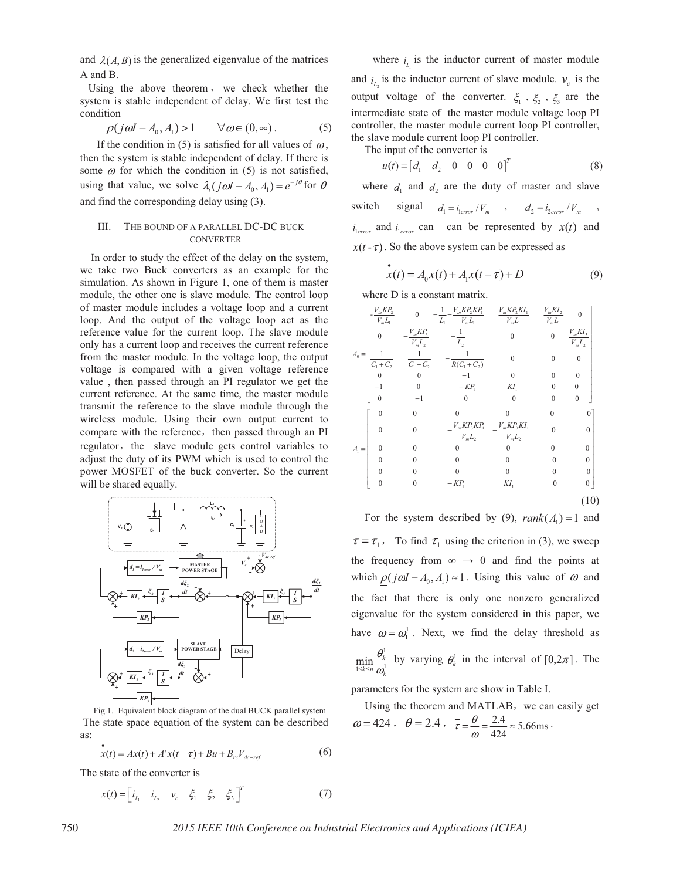and $\lambda(A,B)$ is the generalized eigenvalue of the matrices A and B.

Using the above theorem, we check whether the system is stable independent of delay. We first test the condition

$$\underline{\rho}(j\omega I - A_0, A_1) > 1 \qquad \forall \omega \in (0,\infty). \tag{5}$$

If the condition in (5) is satisfied for all values of $\omega$, then the system is stable independent of delay. If there is some $\omega$ for which the condition in (5) is not satisfied, using that value, we solve $\lambda_i(j\omega I - A_0, A_1) = e^{-j\theta}$ for $\theta$ and find the corresponding delay using (3).

## III. THE BOUND OF A PARALLEL DC-DC BUCK CONVERTER

In order to study the effect of the delay on the system, we take two Buck converters as an example for the simulation. As shown in Figure 1, one of them is master module, the other one is slave module. The control loop of master module includes a voltage loop and a current loop. And the output of the voltage loop act as the reference value for the current loop. The slave module only has a current loop and receives the current reference from the master module. In the voltage loop, the output voltage is compared with a given voltage reference value , then passed through an PI regulator we get the current reference. At the same time, the master module transmit the reference to the slave module through the wireless module. Using their own output current to compare with the reference, then passed through an PI regulator, the slave module gets control variables to adjust the duty of its PWM which is used to control the power MOSFET of the buck converter. So the current will be shared equally.

Fig.1. Equivalent block diagram of the dual BUCK parallel system

The state space equation of the system can be described as:

$$\dot{x}(t) = Ax(t) + A'x(t-\tau) + Bu + B_{rc}V_{dc-ref} \tag{6}$$

The state of the converter is

$$x(t) = \begin{bmatrix} i_{L_1} & i_{L_2} & v_c & \xi_1 & \xi_2 & \xi_3 \end{bmatrix}^T \tag{7}$$

where $i_{L_1}$ is the inductor current of master module and $i_{L_2}$ is the inductor current of slave module. $v_c$ is the output voltage of the converter. $\xi_1$, $\xi_2$, $\xi_3$ are the intermediate state of the master module voltage loop PI controller, the master module current loop PI controller, the slave module current loop PI controller.

The input of the converter is

$$u(t) = \begin{bmatrix} d_1 & d_2 & 0 & 0 & 0 & 0 \end{bmatrix}^T \tag{8}$$

where $d_1$ and $d_2$ are the duty of master and slave switch signal $d_1 = i_{1error}/V_m$, $d_2 = i_{2error}/V_m$, $i_{1error}$ and $i_{1error}$ can can be represented by $x(t)$ and $x(t-\tau)$. So the above system can be expressed as

$$\dot{x}(t) = A_0 x(t) + A_1 x(t-\tau) + D \tag{9}$$

where D is a constant matrix.

$$A_0 = \begin{bmatrix} -\frac{V_{in}KP_2}{V_m L_1} & 0 & -\frac{1}{L_1} - \frac{V_{in}KP_2KP_1}{V_m L_1} & \frac{V_{in}KP_2KI_1}{V_m L_1} & \frac{V_{in}KI_2}{V_m L_1} & 0 \\ 0 & -\frac{V_{in}KP_3}{V_m L_2} & -\frac{1}{L_2} & 0 & 0 & \frac{V_{in}KI_3}{V_m L_2} \\ \frac{1}{C_1+C_2} & \frac{1}{C_1+C_2} & -\frac{1}{R(C_1+C_2)} & 0 & 0 & 0 \\ 0 & 0 & -1 & 0 & 0 & 0 \\ -1 & 0 & -KP_1 & KI_1 & 0 & 0 \\ 0 & -1 & 0 & 0 & 0 & 0 \end{bmatrix}$$

$$A_1 = \begin{bmatrix} 0 & 0 & 0 & 0 & 0 & 0 \\ 0 & 0 & -\frac{V_{in}KP_3KP_1}{V_m L_2} & -\frac{V_{in}KP_3KI_1}{V_m L_2} & 0 & 0 \\ 0 & 0 & 0 & 0 & 0 & 0 \\ 0 & 0 & 0 & 0 & 0 & 0 \\ 0 & 0 & 0 & 0 & 0 & 0 \\ 0 & 0 & -KP_1 & KI_1 & 0 & 0 \end{bmatrix} \tag{10}$$

For the system described by (9), $rank(A_1) = 1$ and $\bar{\tau} = \tau_1$, To find $\tau_1$ using the criterion in (3), we sweep the frequency from $\infty \rightarrow 0$ and find the points at which $\underline{\rho}(j\omega I - A_0, A_1) \approx 1$. Using this value of $\omega$ and the fact that there is only one nonzero generalized eigenvalue for the system considered in this paper, we have $\omega = \omega_1^1$. Next, we find the delay threshold as $\min\limits_{1 \le k \le n} \frac{\theta_k^1}{\omega_k^1}$ by varying $\theta_k^1$ in the interval of $[0, 2\pi]$. The parameters for the system are show in Table I.

Using the theorem and MATLAB, we can easily get $\omega = 424$, $\theta = 2.4$, $\bar{\tau} = \frac{\theta}{\omega} = \frac{2.4}{424} \approx 5.66\text{ms}$.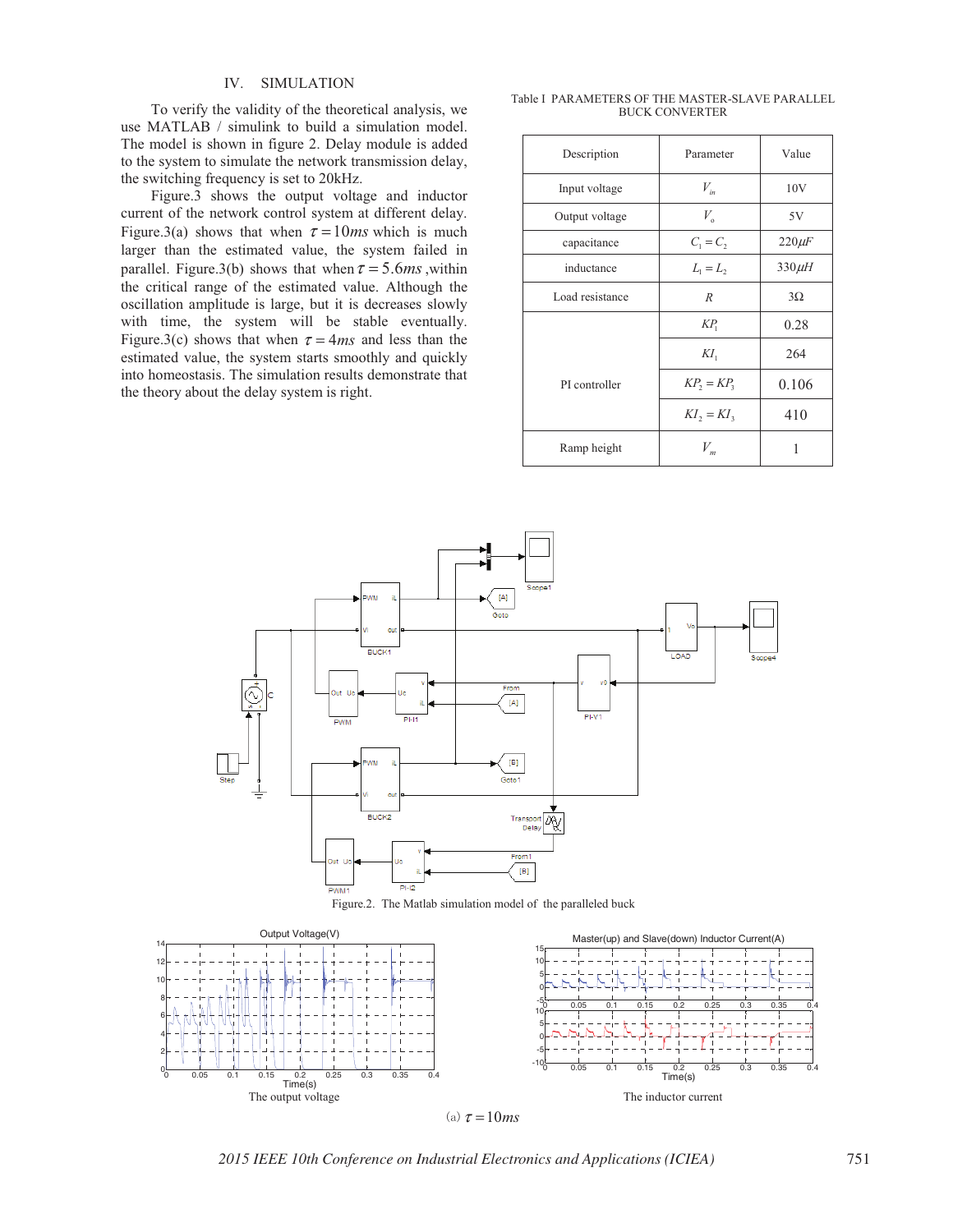## IV. SIMULATION

To verify the validity of the theoretical analysis, we use MATLAB / simulink to build a simulation model. The model is shown in figure 2. Delay module is added to the system to simulate the network transmission delay, the switching frequency is set to 20kHz.

Figure.3 shows the output voltage and inductor current of the network control system at different delay. Figure.3(a) shows that when $\tau = 10ms$ which is much larger than the estimated value, the system failed in parallel. Figure.3(b) shows that when $\tau = 5.6ms$ ,within the critical range of the estimated value. Although the oscillation amplitude is large, but it is decreases slowly with time, the system will be stable eventually. Figure.3(c) shows that when $\tau = 4ms$ and less than the estimated value, the system starts smoothly and quickly into homeostasis. The simulation results demonstrate that the theory about the delay system is right.

Table I PARAMETERS OF THE MASTER-SLAVE PARALLEL BUCK CONVERTER

| Description | Parameter | Value |
|---|---|---|
| Input voltage | $V_{in}$ | 10V |
| Output voltage | $V_o$ | 5V |
| capacitance | $C_1 = C_2$ | $220\mu F$ |
| inductance | $L_1 = L_2$ | $330\mu H$ |
| Load resistance | $R$ | $3\Omega$ |
| PI controller | $KP_1$ | 0.28 |
| | $KI_1$ | 264 |
| | $KP_2 = KP_3$ | 0.106 |
| | $KI_2 = KI_3$ | 410 |
| Ramp height | $V_m$ | 1 |

Figure.2. The Matlab simulation model of the paralleled buck

The output voltage

The inductor current

(a) $\tau = 10ms$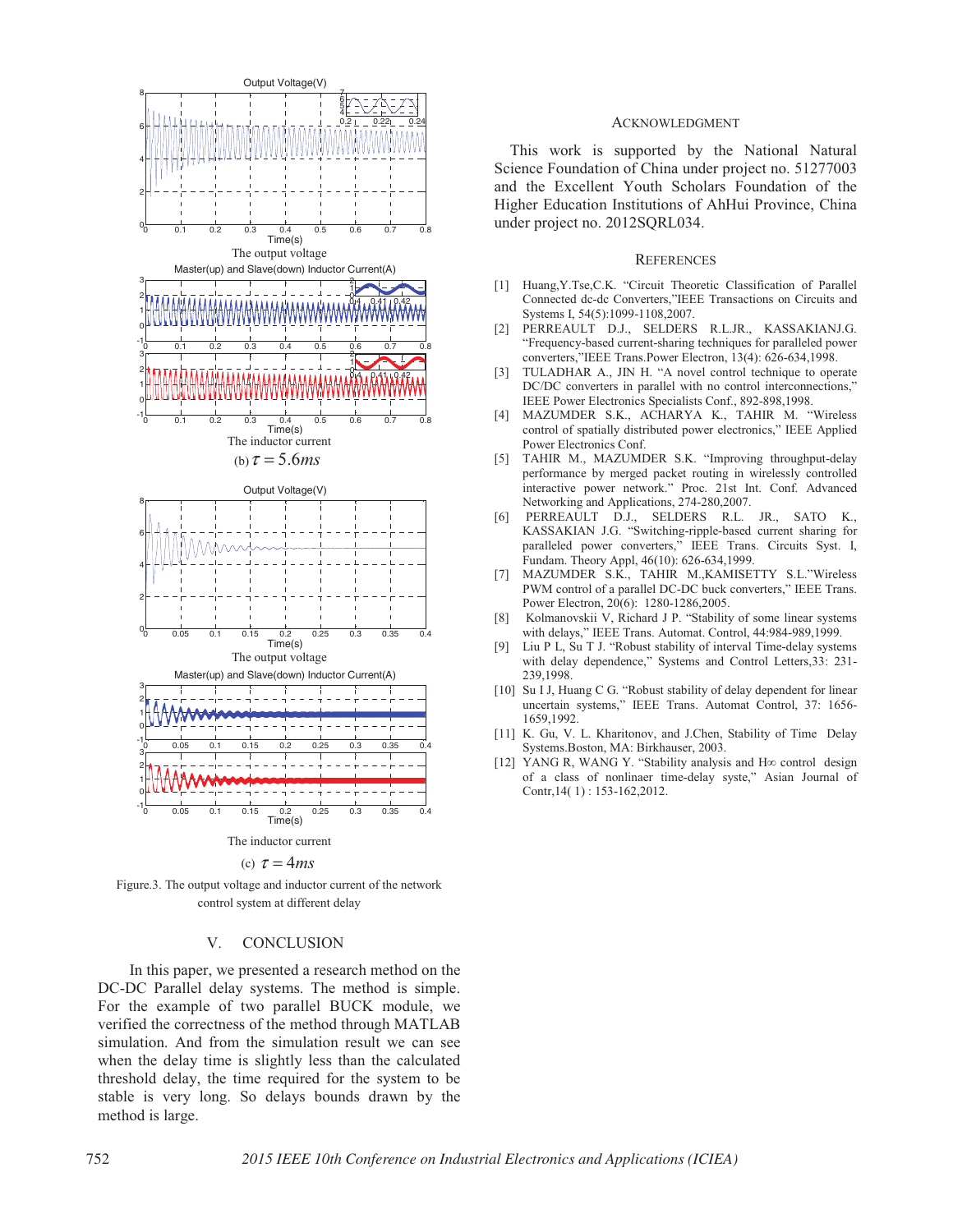Output Voltage(V)

Time(s)

The output voltage

Master(up) and Slave(down) Inductor Current(A)

Time(s)

The inductor current

(b) $\tau = 5.6ms$

Output Voltage(V)

Time(s)

The output voltage

Master(up) and Slave(down) Inductor Current(A)

Time(s)

The inductor current

(c) $\tau = 4ms$

Figure.3. The output voltage and inductor current of the network control system at different delay

## V. CONCLUSION

In this paper, we presented a research method on the DC-DC Parallel delay systems. The method is simple. For the example of two parallel BUCK module, we verified the correctness of the method through MATLAB simulation. And from the simulation result we can see when the delay time is slightly less than the calculated threshold delay, the time required for the system to be stable is very long. So delays bounds drawn by the method is large.

## ACKNOWLEDGMENT

This work is supported by the National Natural Science Foundation of China under project no. 51277003 and the Excellent Youth Scholars Foundation of the Higher Education Institutions of AhHui Province, China under project no. 2012SQRL034.

## REFERENCES

[1] Huang,Y.Tse,C.K. "Circuit Theoretic Classification of Parallel Connected dc-dc Converters,"IEEE Transactions on Circuits and Systems I, 54(5):1099-1108,2007.

[2] PERREAULT D.J., SELDERS R.L.JR., KASSAKIANJ.G. "Frequency-based current-sharing techniques for paralleled power converters,"IEEE Trans.Power Electron, 13(4): 626-634,1998.

[3] TULADHAR A., JIN H. "A novel control technique to operate DC/DC converters in parallel with no control interconnections," IEEE Power Electronics Specialists Conf., 892-898,1998.

[4] MAZUMDER S.K., ACHARYA K., TAHIR M. "Wireless control of spatially distributed power electronics," IEEE Applied Power Electronics Conf.

[5] TAHIR M., MAZUMDER S.K. "Improving throughput-delay performance by merged packet routing in wirelessly controlled interactive power network." Proc. 21st Int. Conf. Advanced Networking and Applications, 274-280,2007.

[6] PERREAULT D.J., SELDERS R.L. JR., SATO K., KASSAKIAN J.G. "Switching-ripple-based current sharing for paralleled power converters," IEEE Trans. Circuits Syst. I, Fundam. Theory Appl, 46(10): 626-634,1999.

[7] MAZUMDER S.K., TAHIR M.,KAMISETTY S.L."Wireless PWM control of a parallel DC-DC buck converters," IEEE Trans. Power Electron, 20(6): 1280-1286,2005.

[8] Kolmanovskii V, Richard J P. "Stability of some linear systems with delays," IEEE Trans. Automat. Control, 44:984-989,1999.

[9] Liu P L, Su T J. "Robust stability of interval Time-delay systems with delay dependence," Systems and Control Letters,33: 231-239,1998.

[10] Su I J, Huang C G. "Robust stability of delay dependent for linear uncertain systems," IEEE Trans. Automat Control, 37: 1656-1659,1992.

[11] K. Gu, V. L. Kharitonov, and J.Chen, Stability of Time Delay Systems.Boston, MA: Birkhauser, 2003.

[12] YANG R, WANG Y. "Stability analysis and H∞ control design of a class of nonlinaer time-delay syste," Asian Journal of Contr,14( 1) : 153-162,2012.